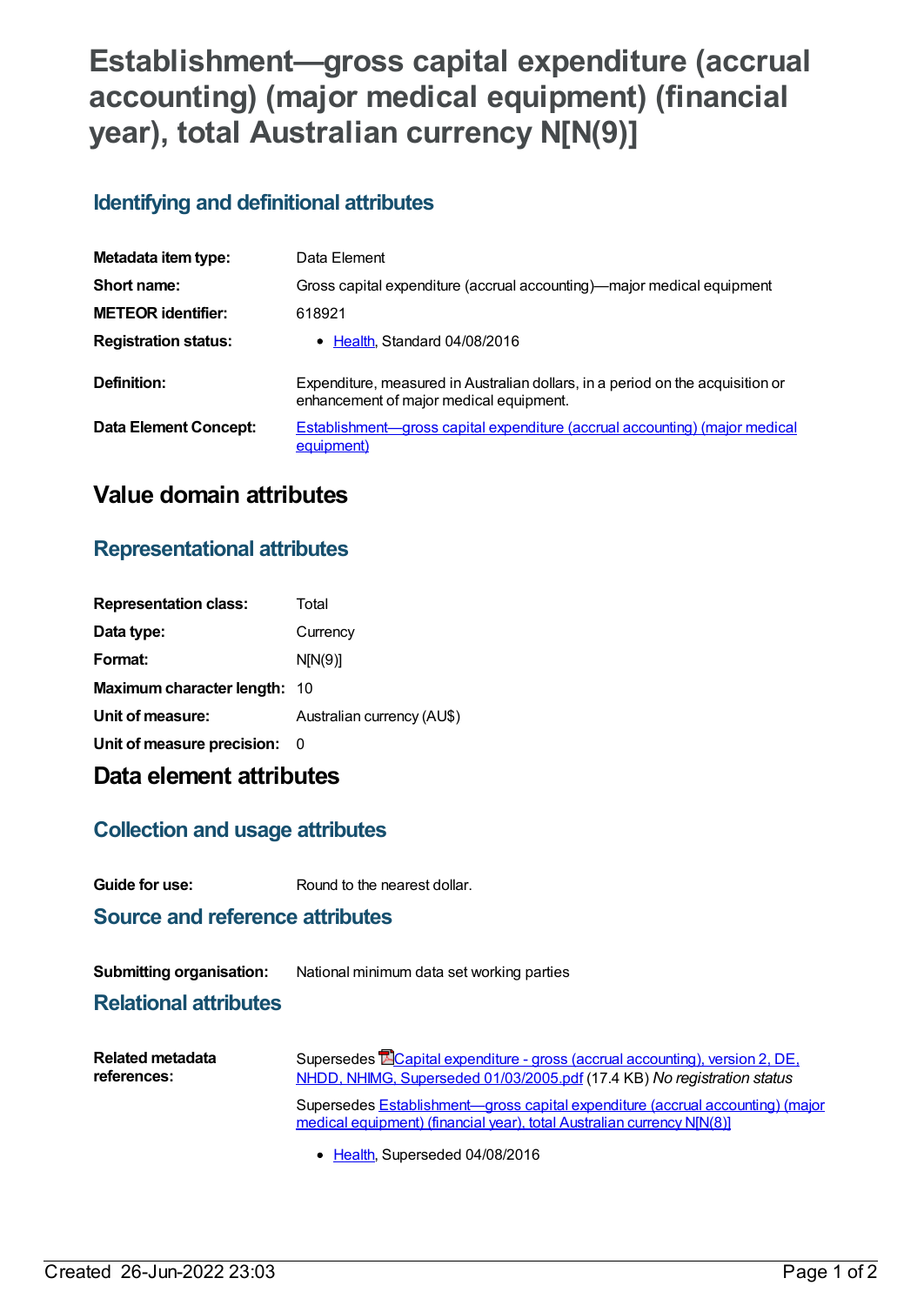# Establishment—gross capital expenditure (accrual accounting) (major medical equipment) (financial year), total Australian currency N[N(9)]

## Identifying and definitional attributes

| | |
|---|---|
| **Metadata item type:** | Data Element |
| **Short name:** | Gross capital expenditure (accrual accounting)—major medical equipment |
| **METEOR identifier:** | 618921 |
| **Registration status:** | • Health, Standard 04/08/2016 |
| **Definition:** | Expenditure, measured in Australian dollars, in a period on the acquisition or enhancement of major medical equipment. |
| **Data Element Concept:** | Establishment—gross capital expenditure (accrual accounting) (major medical equipment) |

# Value domain attributes

## Representational attributes

| | |
|---|---|
| **Representation class:** | Total |
| **Data type:** | Currency |
| **Format:** | N[N(9)] |
| **Maximum character length:** | 10 |
| **Unit of measure:** | Australian currency (AU$) |
| **Unit of measure precision:** | 0 |

# Data element attributes

## Collection and usage attributes

| | |
|---|---|
| **Guide for use:** | Round to the nearest dollar. |

## Source and reference attributes

| | |
|---|---|
| **Submitting organisation:** | National minimum data set working parties |

## Relational attributes

**Related metadata references:**

Supersedes Capital expenditure - gross (accrual accounting), version 2, DE, NHDD, NHIMG, Superseded 01/03/2005.pdf (17.4 KB) *No registration status*

Supersedes Establishment—gross capital expenditure (accrual accounting) (major medical equipment) (financial year), total Australian currency N[N(8)]

- Health, Superseded 04/08/2016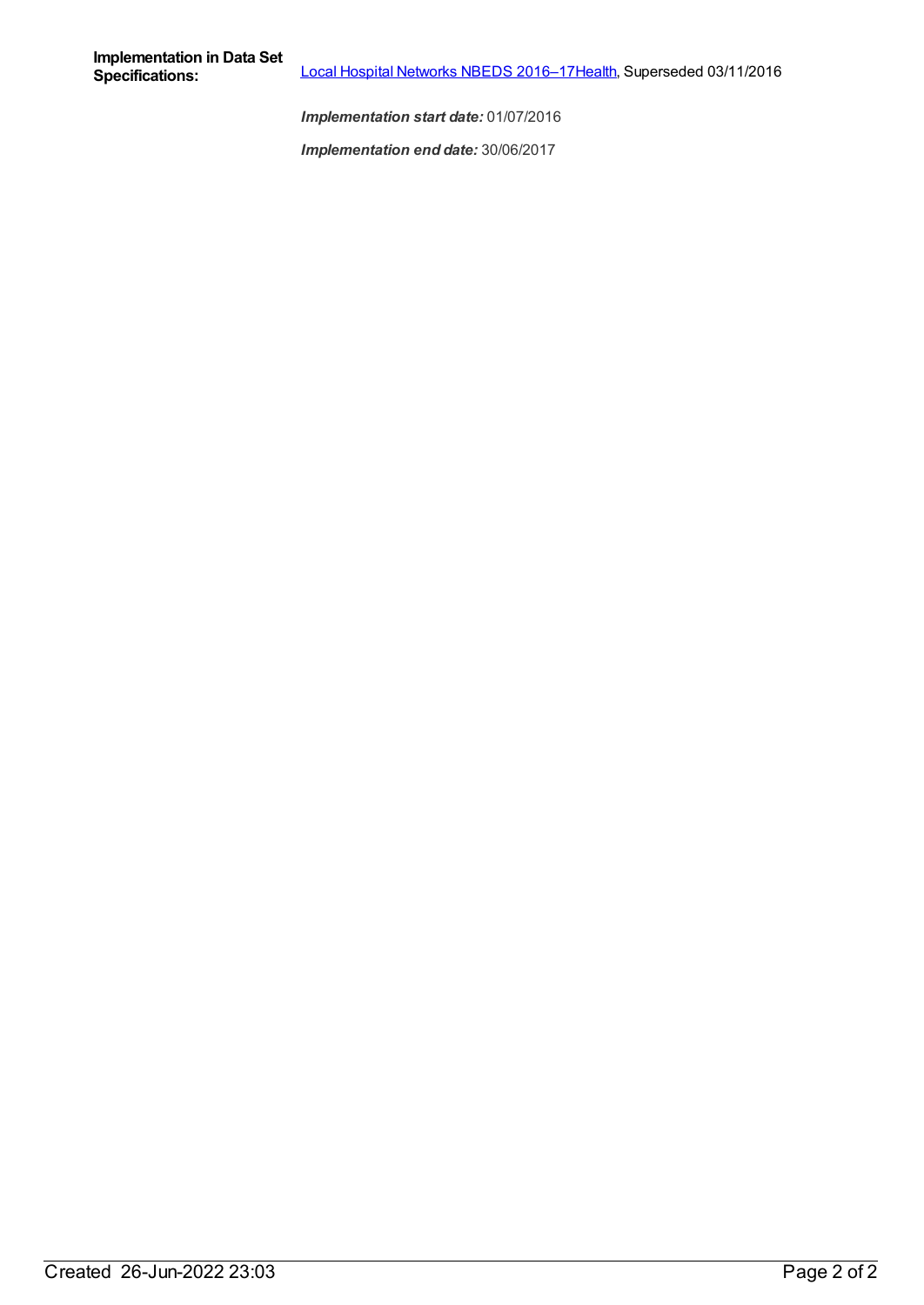**Implementation in Data Set Specifications:**

Local Hospital Networks NBEDS 2016–17Health, Superseded 03/11/2016

***Implementation start date:*** 01/07/2016

***Implementation end date:*** 30/06/2017